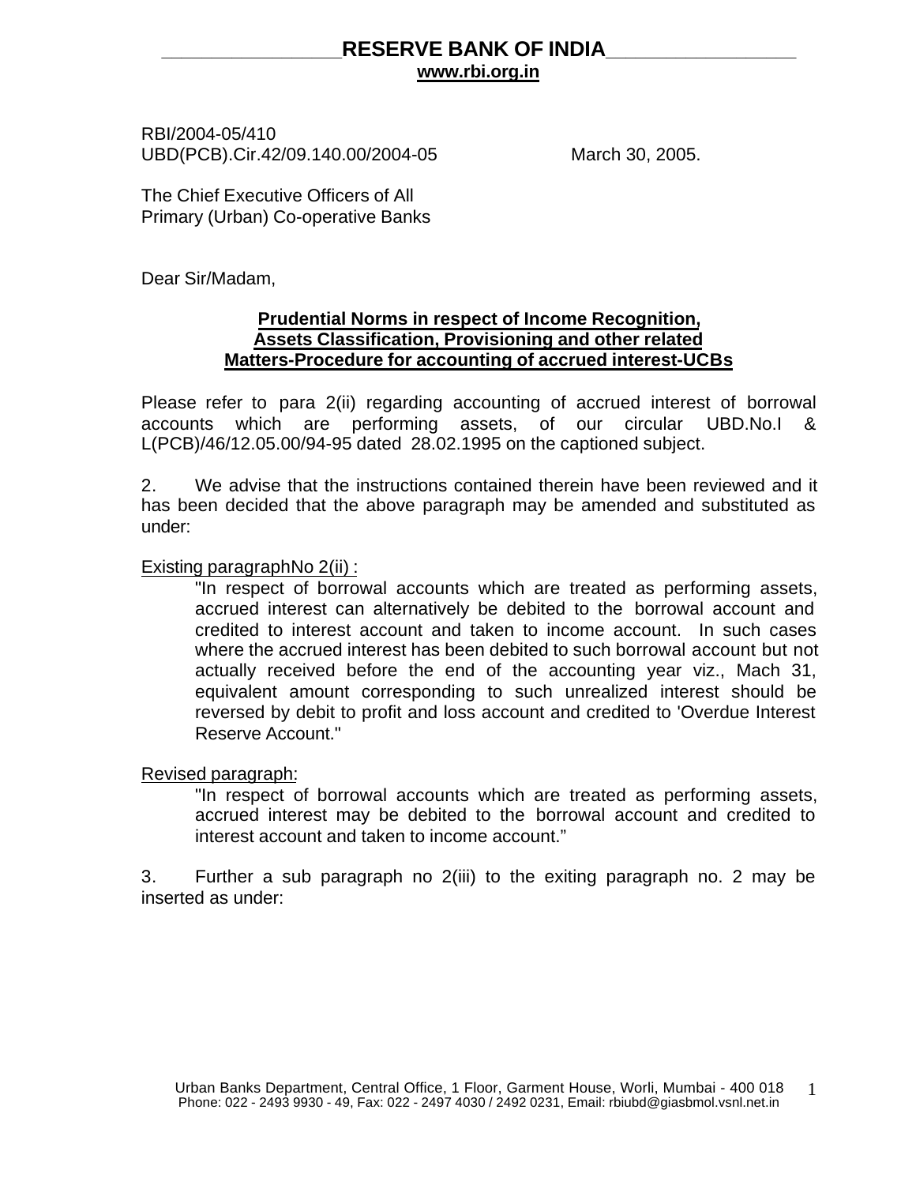# RESERVE BANK OF INDIA

**www.rbi.org.in**

RBI/2004-05/410
UBD(PCB).Cir.42/09.140.00/2004-05 March 30, 2005.

The Chief Executive Officers of All
Primary (Urban) Co-operative Banks

Dear Sir/Madam,

**Prudential Norms in respect of Income Recognition, Assets Classification, Provisioning and other related Matters-Procedure for accounting of accrued interest-UCBs**

Please refer to para 2(ii) regarding accounting of accrued interest of borrowal accounts which are performing assets, of our circular UBD.No.I & L(PCB)/46/12.05.00/94-95 dated 28.02.1995 on the captioned subject.

2. We advise that the instructions contained therein have been reviewed and it has been decided that the above paragraph may be amended and substituted as under:

Existing paragraphNo 2(ii) :

> "In respect of borrowal accounts which are treated as performing assets, accrued interest can alternatively be debited to the borrowal account and credited to interest account and taken to income account. In such cases where the accrued interest has been debited to such borrowal account but not actually received before the end of the accounting year viz., Mach 31, equivalent amount corresponding to such unrealized interest should be reversed by debit to profit and loss account and credited to 'Overdue Interest Reserve Account."

Revised paragraph:

> "In respect of borrowal accounts which are treated as performing assets, accrued interest may be debited to the borrowal account and credited to interest account and taken to income account."

3. Further a sub paragraph no 2(iii) to the exiting paragraph no. 2 may be inserted as under: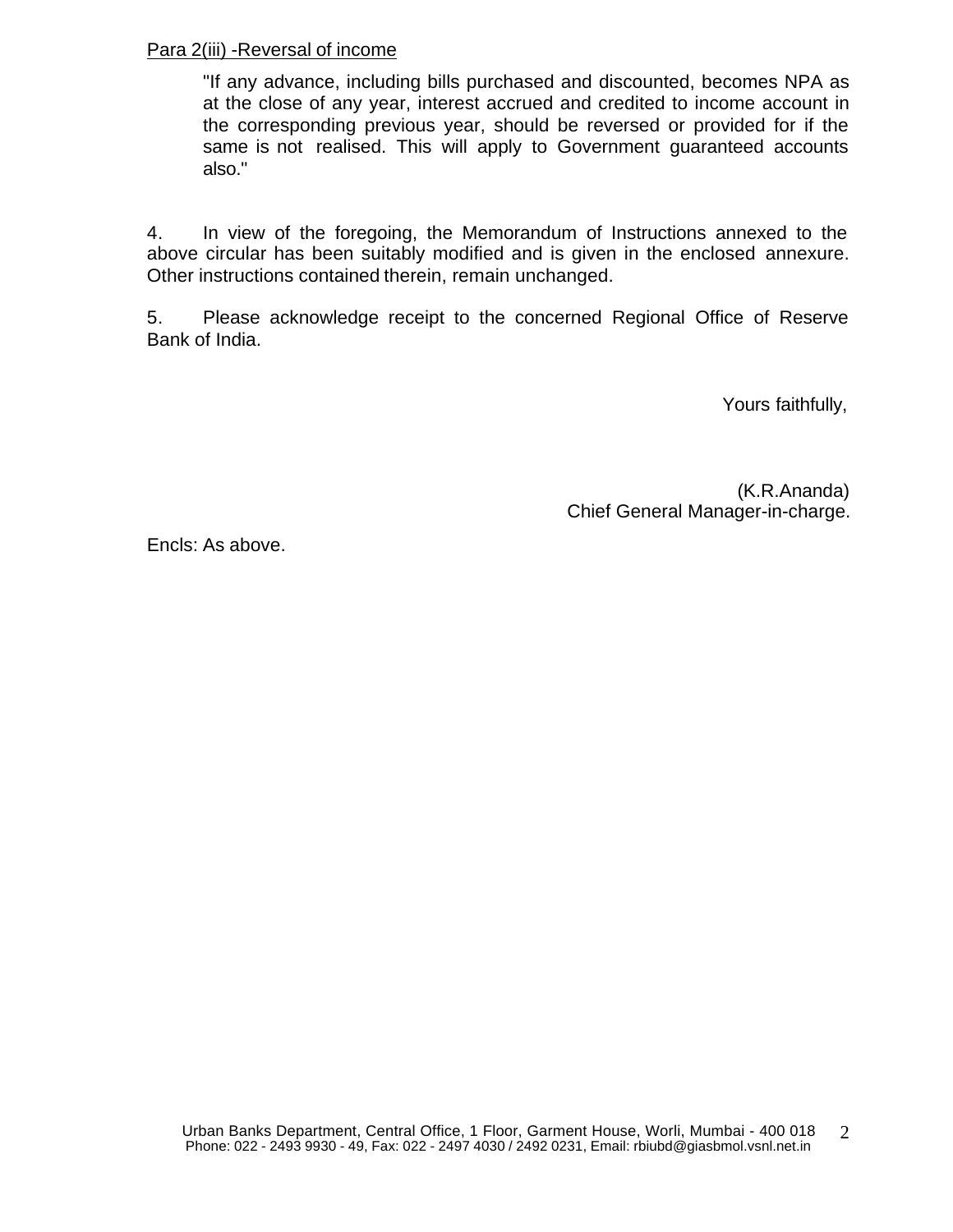<u>Para 2(iii) -Reversal of income</u>

> "If any advance, including bills purchased and discounted, becomes NPA as at the close of any year, interest accrued and credited to income account in the corresponding previous year, should be reversed or provided for if the same is not realised. This will apply to Government guaranteed accounts also."

4. In view of the foregoing, the Memorandum of Instructions annexed to the above circular has been suitably modified and is given in the enclosed annexure. Other instructions contained therein, remain unchanged.

5. Please acknowledge receipt to the concerned Regional Office of Reserve Bank of India.

Yours faithfully,

(K.R.Ananda)
Chief General Manager-in-charge.

Encls: As above.

Urban Banks Department, Central Office, 1 Floor, Garment House, Worli, Mumbai - 400 018
Phone: 022 - 2493 9930 - 49, Fax: 022 - 2497 4030 / 2492 0231, Email: rbiubd@giasbmol.vsnl.net.in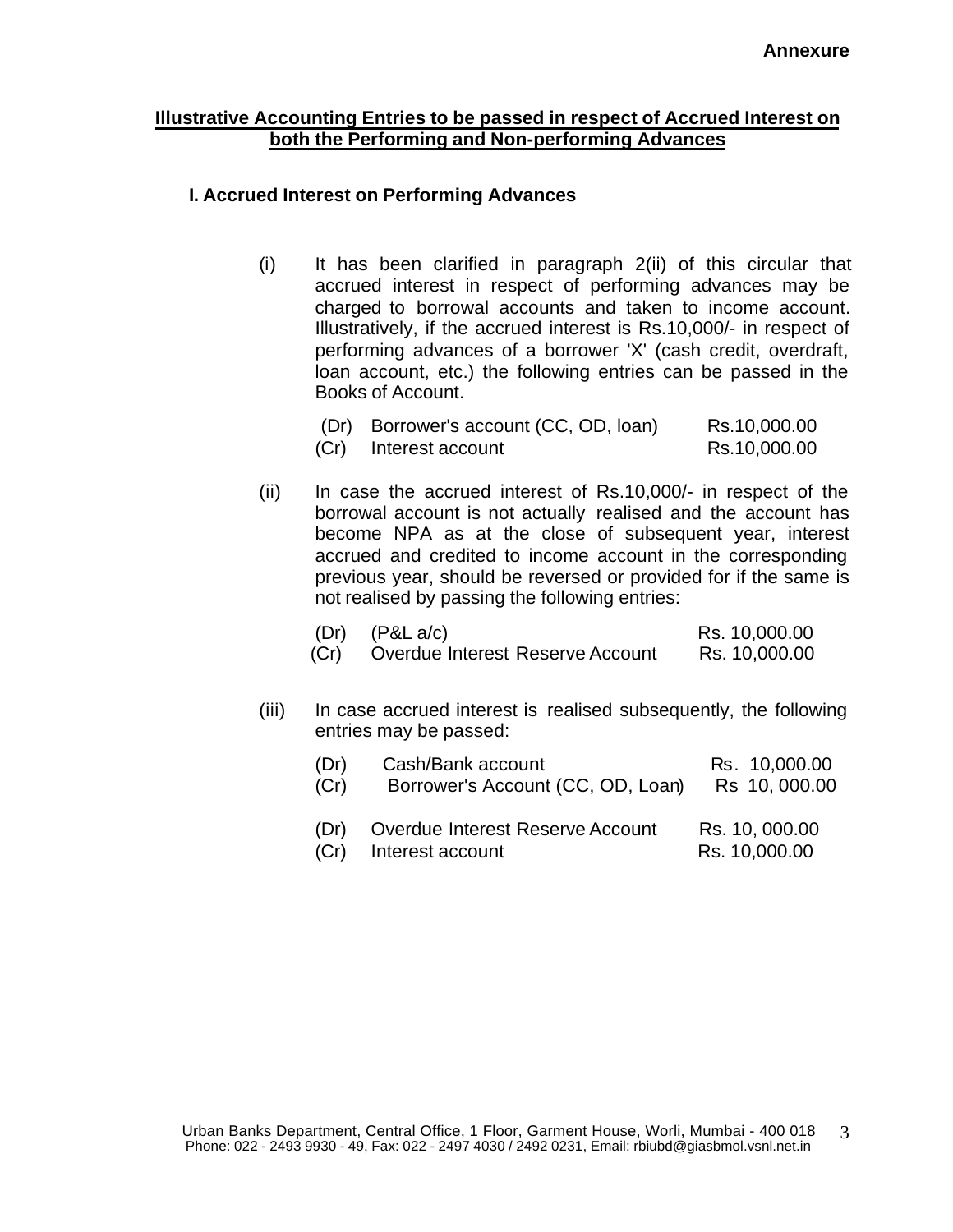**Annexure**

## Illustrative Accounting Entries to be passed in respect of Accrued Interest on both the Performing and Non-performing Advances

### I. Accrued Interest on Performing Advances

(i) It has been clarified in paragraph 2(ii) of this circular that accrued interest in respect of performing advances may be charged to borrowal accounts and taken to income account. Illustratively, if the accrued interest is Rs.10,000/- in respect of performing advances of a borrower 'X' (cash credit, overdraft, loan account, etc.) the following entries can be passed in the Books of Account.

| | | |
|---|---|---|
| (Dr) | Borrower's account (CC, OD, loan) | Rs.10,000.00 |
| (Cr) | Interest account | Rs.10,000.00 |

(ii) In case the accrued interest of Rs.10,000/- in respect of the borrowal account is not actually realised and the account has become NPA as at the close of subsequent year, interest accrued and credited to income account in the corresponding previous year, should be reversed or provided for if the same is not realised by passing the following entries:

| | | |
|---|---|---|
| (Dr) | (P&L a/c) | Rs. 10,000.00 |
| (Cr) | Overdue Interest Reserve Account | Rs. 10,000.00 |

(iii) In case accrued interest is realised subsequently, the following entries may be passed:

| | | |
|---|---|---|
| (Dr) | Cash/Bank account | Rs. 10,000.00 |
| (Cr) | Borrower's Account (CC, OD, Loan) | Rs 10, 000.00 |
| (Dr) | Overdue Interest Reserve Account | Rs. 10, 000.00 |
| (Cr) | Interest account | Rs. 10,000.00 |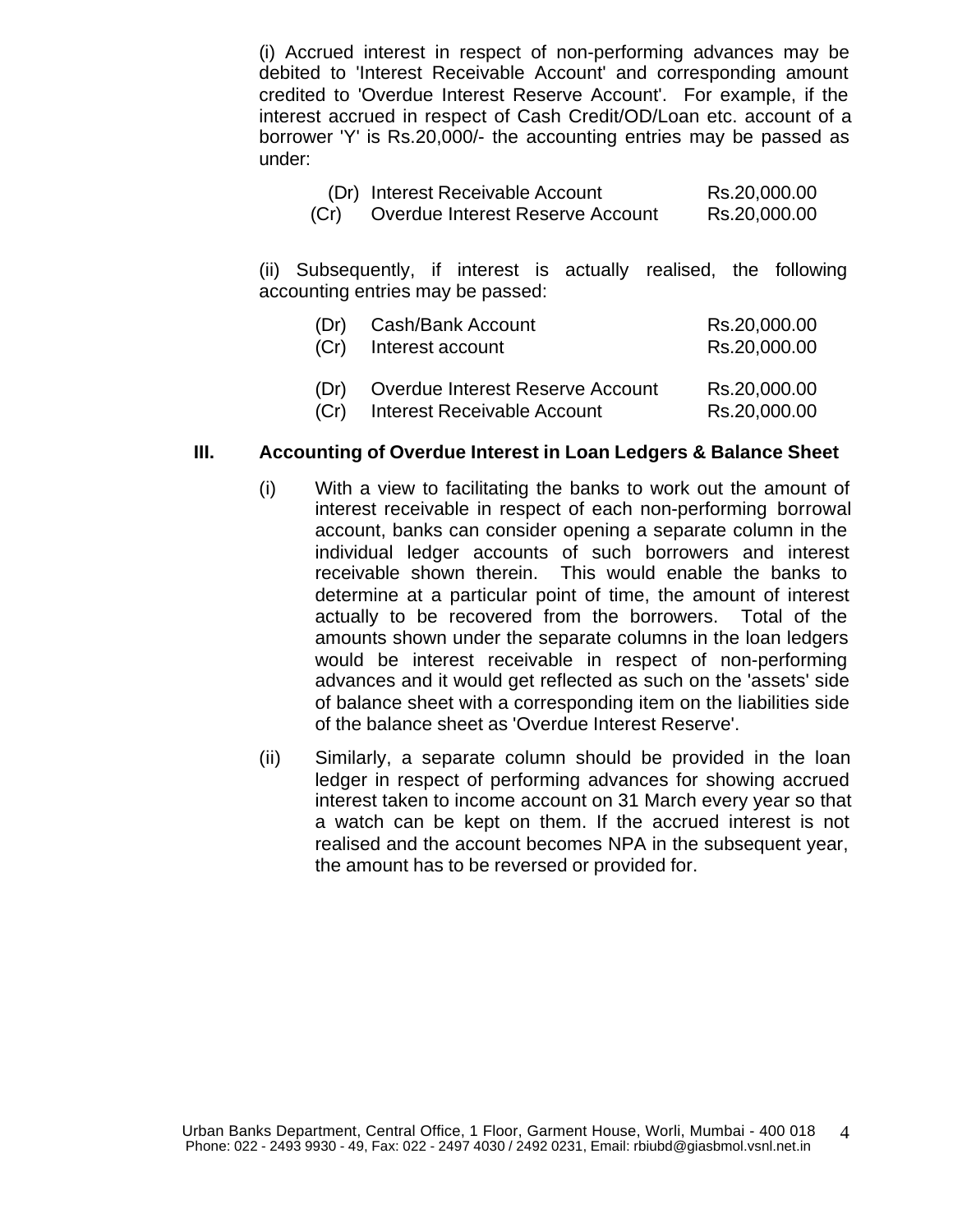(i) Accrued interest in respect of non-performing advances may be debited to 'Interest Receivable Account' and corresponding amount credited to 'Overdue Interest Reserve Account'. For example, if the interest accrued in respect of Cash Credit/OD/Loan etc. account of a borrower 'Y' is Rs.20,000/- the accounting entries may be passed as under:

| | | |
|---|---|---|
| (Dr) | Interest Receivable Account | Rs.20,000.00 |
| (Cr) | Overdue Interest Reserve Account | Rs.20,000.00 |

(ii) Subsequently, if interest is actually realised, the following accounting entries may be passed:

| | | |
|---|---|---|
| (Dr) | Cash/Bank Account | Rs.20,000.00 |
| (Cr) | Interest account | Rs.20,000.00 |
| | | |
| (Dr) | Overdue Interest Reserve Account | Rs.20,000.00 |
| (Cr) | Interest Receivable Account | Rs.20,000.00 |

## III. Accounting of Overdue Interest in Loan Ledgers & Balance Sheet

(i) With a view to facilitating the banks to work out the amount of interest receivable in respect of each non-performing borrowal account, banks can consider opening a separate column in the individual ledger accounts of such borrowers and interest receivable shown therein. This would enable the banks to determine at a particular point of time, the amount of interest actually to be recovered from the borrowers. Total of the amounts shown under the separate columns in the loan ledgers would be interest receivable in respect of non-performing advances and it would get reflected as such on the 'assets' side of balance sheet with a corresponding item on the liabilities side of the balance sheet as 'Overdue Interest Reserve'.

(ii) Similarly, a separate column should be provided in the loan ledger in respect of performing advances for showing accrued interest taken to income account on 31 March every year so that a watch can be kept on them. If the accrued interest is not realised and the account becomes NPA in the subsequent year, the amount has to be reversed or provided for.